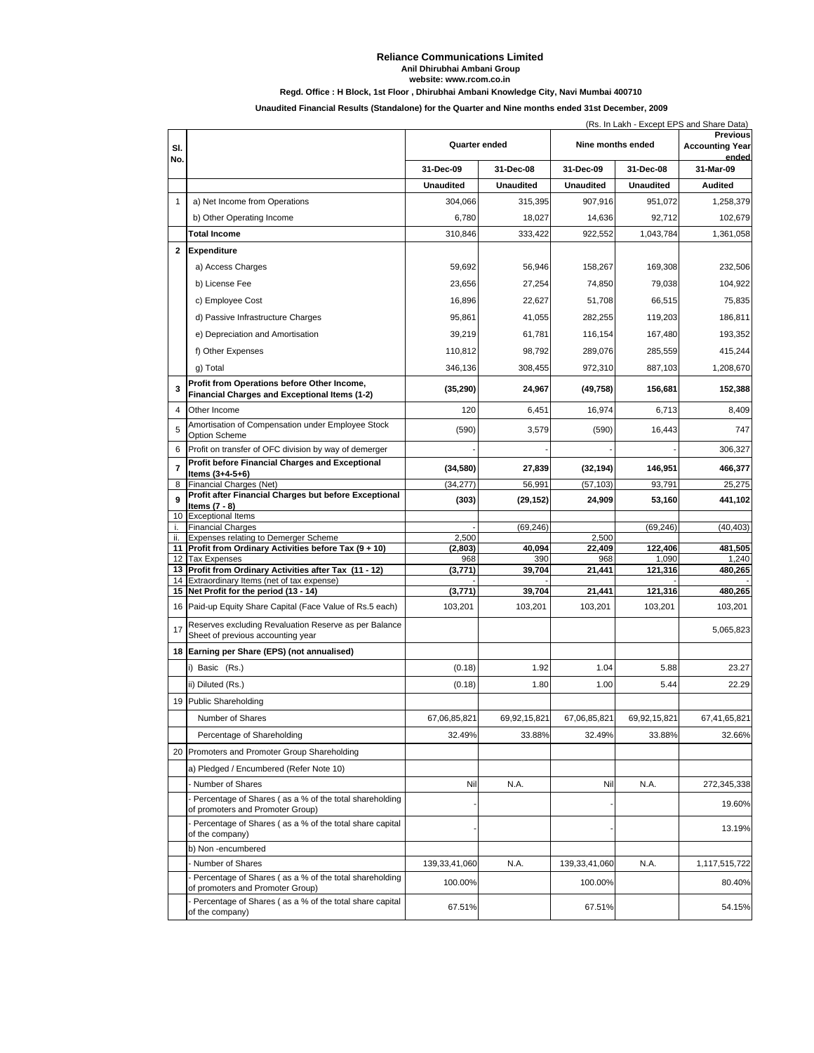# Reliance Communications Limited

**Anil Dhirubhai Ambani Group**

**website: www.rcom.co.in**

**Regd. Office : H Block, 1st Floor , Dhirubhai Ambani Knowledge City, Navi Mumbai 400710**

**Unaudited Financial Results (Standalone) for the Quarter and Nine months ended 31st December, 2009**

(Rs. In Lakh - Except EPS and Share Data)

| Sl. No. | | Quarter ended | | Nine months ended | | Previous Accounting Year ended |
|---|---|---|---|---|---|---|
| | | 31-Dec-09 | 31-Dec-08 | 31-Dec-09 | 31-Dec-08 | 31-Mar-09 |
| | | Unaudited | Unaudited | Unaudited | Unaudited | Audited |
| 1 | a) Net Income from Operations | 304,066 | 315,395 | 907,916 | 951,072 | 1,258,379 |
| | b) Other Operating Income | 6,780 | 18,027 | 14,636 | 92,712 | 102,679 |
| | **Total Income** | 310,846 | 333,422 | 922,552 | 1,043,784 | 1,361,058 |
| **2** | **Expenditure** | | | | | |
| | a) Access Charges | 59,692 | 56,946 | 158,267 | 169,308 | 232,506 |
| | b) License Fee | 23,656 | 27,254 | 74,850 | 79,038 | 104,922 |
| | c) Employee Cost | 16,896 | 22,627 | 51,708 | 66,515 | 75,835 |
| | d) Passive Infrastructure Charges | 95,861 | 41,055 | 282,255 | 119,203 | 186,811 |
| | e) Depreciation and Amortisation | 39,219 | 61,781 | 116,154 | 167,480 | 193,352 |
| | f) Other Expenses | 110,812 | 98,792 | 289,076 | 285,559 | 415,244 |
| | g) Total | 346,136 | 308,455 | 972,310 | 887,103 | 1,208,670 |
| **3** | **Profit from Operations before Other Income, Financial Charges and Exceptional Items (1-2)** | **(35,290)** | **24,967** | **(49,758)** | **156,681** | **152,388** |
| 4 | Other Income | 120 | 6,451 | 16,974 | 6,713 | 8,409 |
| 5 | Amortisation of Compensation under Employee Stock Option Scheme | (590) | 3,579 | (590) | 16,443 | 747 |
| 6 | Profit on transfer of OFC division by way of demerger | - | - | - | - | 306,327 |
| **7** | **Profit before Financial Charges and Exceptional Items (3+4-5+6)** | **(34,580)** | **27,839** | **(32,194)** | **146,951** | **466,377** |
| 8 | Financial Charges (Net) | (34,277) | 56,991 | (57,103) | 93,791 | 25,275 |
| **9** | **Profit after Financial Charges but before Exceptional Items (7 - 8)** | **(303)** | **(29,152)** | **24,909** | **53,160** | **441,102** |
| 10 | Exceptional Items | | | | | |
| i. | Financial Charges | - | (69,246) | | (69,246) | (40,403) |
| ii. | Expenses relating to Demerger Scheme | 2,500 | | 2,500 | | |
| **11** | **Profit from Ordinary Activities before Tax (9 + 10)** | **(2,803)** | **40,094** | **22,409** | **122,406** | **481,505** |
| 12 | Tax Expenses | 968 | 390 | 968 | 1,090 | 1,240 |
| **13** | **Profit from Ordinary Activities after Tax (11 - 12)** | **(3,771)** | **39,704** | **21,441** | **121,316** | **480,265** |
| 14 | Extraordinary Items (net of tax expense) | - | - | - | - | - |
| **15** | **Net Profit for the period (13 - 14)** | **(3,771)** | **39,704** | **21,441** | **121,316** | **480,265** |
| 16 | Paid-up Equity Share Capital (Face Value of Rs.5 each) | 103,201 | 103,201 | 103,201 | 103,201 | 103,201 |
| 17 | Reserves excluding Revaluation Reserve as per Balance Sheet of previous accounting year | | | | | 5,065,823 |
| **18** | **Earning per Share (EPS) (not annualised)** | | | | | |
| | i) Basic (Rs.) | (0.18) | 1.92 | 1.04 | 5.88 | 23.27 |
| | ii) Diluted (Rs.) | (0.18) | 1.80 | 1.00 | 5.44 | 22.29 |
| 19 | Public Shareholding | | | | | |
| | Number of Shares | 67,06,85,821 | 69,92,15,821 | 67,06,85,821 | 69,92,15,821 | 67,41,65,821 |
| | Percentage of Shareholding | 32.49% | 33.88% | 32.49% | 33.88% | 32.66% |
| 20 | Promoters and Promoter Group Shareholding | | | | | |
| | a) Pledged / Encumbered (Refer Note 10) | | | | | |
| | - Number of Shares | Nil | N.A. | Nil | N.A. | 272,345,338 |
| | - Percentage of Shares ( as a % of the total shareholding of promoters and Promoter Group) | - | | - | | 19.60% |
| | - Percentage of Shares ( as a % of the total share capital of the company) | - | | - | | 13.19% |
| | b) Non -encumbered | | | | | |
| | - Number of Shares | 139,33,41,060 | N.A. | 139,33,41,060 | N.A. | 1,117,515,722 |
| | - Percentage of Shares ( as a % of the total shareholding of promoters and Promoter Group) | 100.00% | | 100.00% | | 80.40% |
| | - Percentage of Shares ( as a % of the total share capital of the company) | 67.51% | | 67.51% | | 54.15% |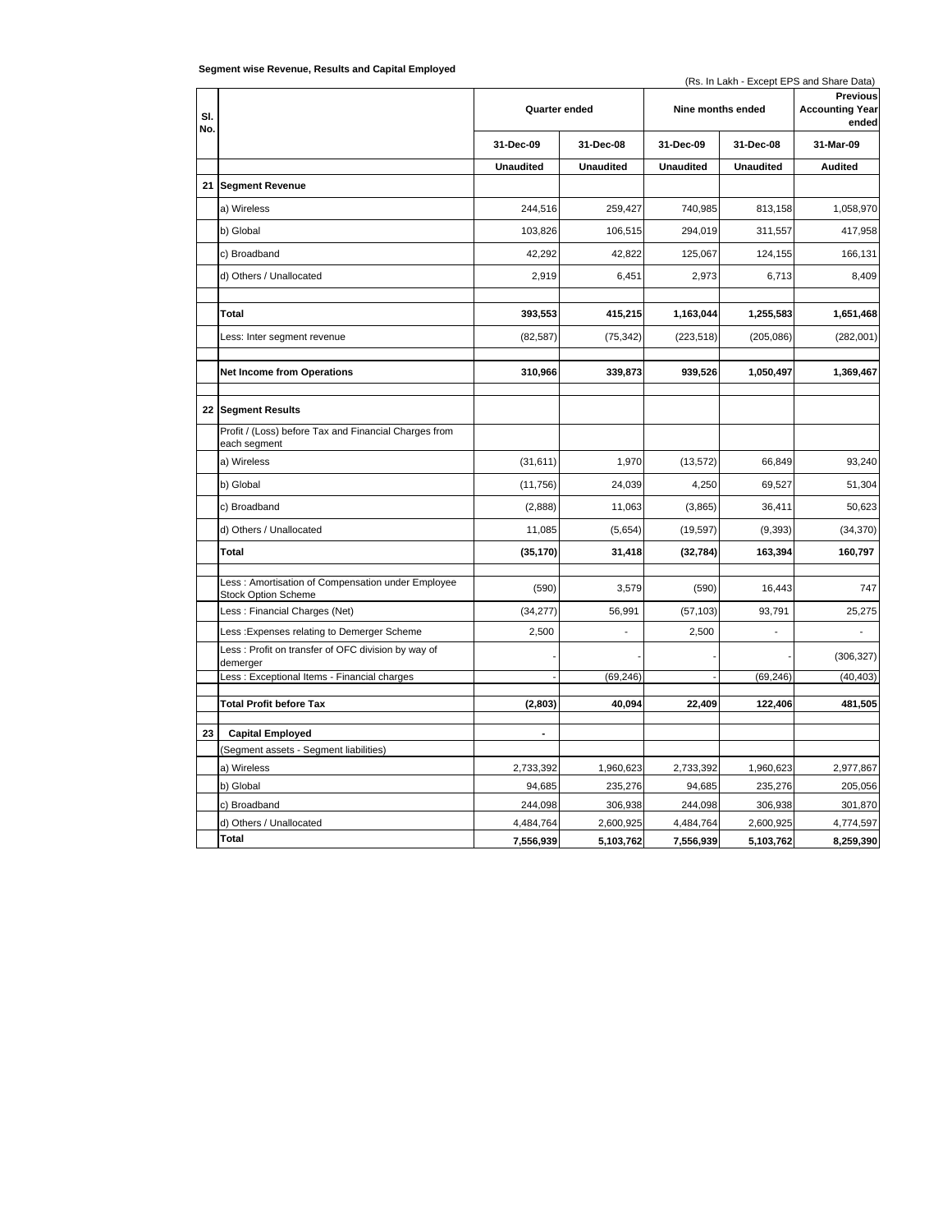**Segment wise Revenue, Results and Capital Employed**

(Rs. In Lakh - Except EPS and Share Data)

| Sl. No. | | Quarter ended | | Nine months ended | | Previous Accounting Year ended |
|---|---|---|---|---|---|---|
| | | 31-Dec-09 | 31-Dec-08 | 31-Dec-09 | 31-Dec-08 | 31-Mar-09 |
| | | **Unaudited** | **Unaudited** | **Unaudited** | **Unaudited** | **Audited** |
| 21 | **Segment Revenue** | | | | | |
| | a) Wireless | 244,516 | 259,427 | 740,985 | 813,158 | 1,058,970 |
| | b) Global | 103,826 | 106,515 | 294,019 | 311,557 | 417,958 |
| | c) Broadband | 42,292 | 42,822 | 125,067 | 124,155 | 166,131 |
| | d) Others / Unallocated | 2,919 | 6,451 | 2,973 | 6,713 | 8,409 |
| | **Total** | **393,553** | **415,215** | **1,163,044** | **1,255,583** | **1,651,468** |
| | Less: Inter segment revenue | (82,587) | (75,342) | (223,518) | (205,086) | (282,001) |
| | **Net Income from Operations** | **310,966** | **339,873** | **939,526** | **1,050,497** | **1,369,467** |
| 22 | **Segment Results** | | | | | |
| | Profit / (Loss) before Tax and Financial Charges from each segment | | | | | |
| | a) Wireless | (31,611) | 1,970 | (13,572) | 66,849 | 93,240 |
| | b) Global | (11,756) | 24,039 | 4,250 | 69,527 | 51,304 |
| | c) Broadband | (2,888) | 11,063 | (3,865) | 36,411 | 50,623 |
| | d) Others / Unallocated | 11,085 | (5,654) | (19,597) | (9,393) | (34,370) |
| | **Total** | **(35,170)** | **31,418** | **(32,784)** | **163,394** | **160,797** |
| | Less : Amortisation of Compensation under Employee Stock Option Scheme | (590) | 3,579 | (590) | 16,443 | 747 |
| | Less : Financial Charges (Net) | (34,277) | 56,991 | (57,103) | 93,791 | 25,275 |
| | Less :Expenses relating to Demerger Scheme | 2,500 | - | 2,500 | - | - |
| | Less : Profit on transfer of OFC division by way of demerger | - | - | - | - | (306,327) |
| | Less : Exceptional Items - Financial charges | - | (69,246) | - | (69,246) | (40,403) |
| | **Total Profit before Tax** | **(2,803)** | **40,094** | **22,409** | **122,406** | **481,505** |
| 23 | **Capital Employed** | - | | | | |
| | (Segment assets - Segment liabilities) | | | | | |
| | a) Wireless | 2,733,392 | 1,960,623 | 2,733,392 | 1,960,623 | 2,977,867 |
| | b) Global | 94,685 | 235,276 | 94,685 | 235,276 | 205,056 |
| | c) Broadband | 244,098 | 306,938 | 244,098 | 306,938 | 301,870 |
| | d) Others / Unallocated | 4,484,764 | 2,600,925 | 4,484,764 | 2,600,925 | 4,774,597 |
| | **Total** | **7,556,939** | **5,103,762** | **7,556,939** | **5,103,762** | **8,259,390** |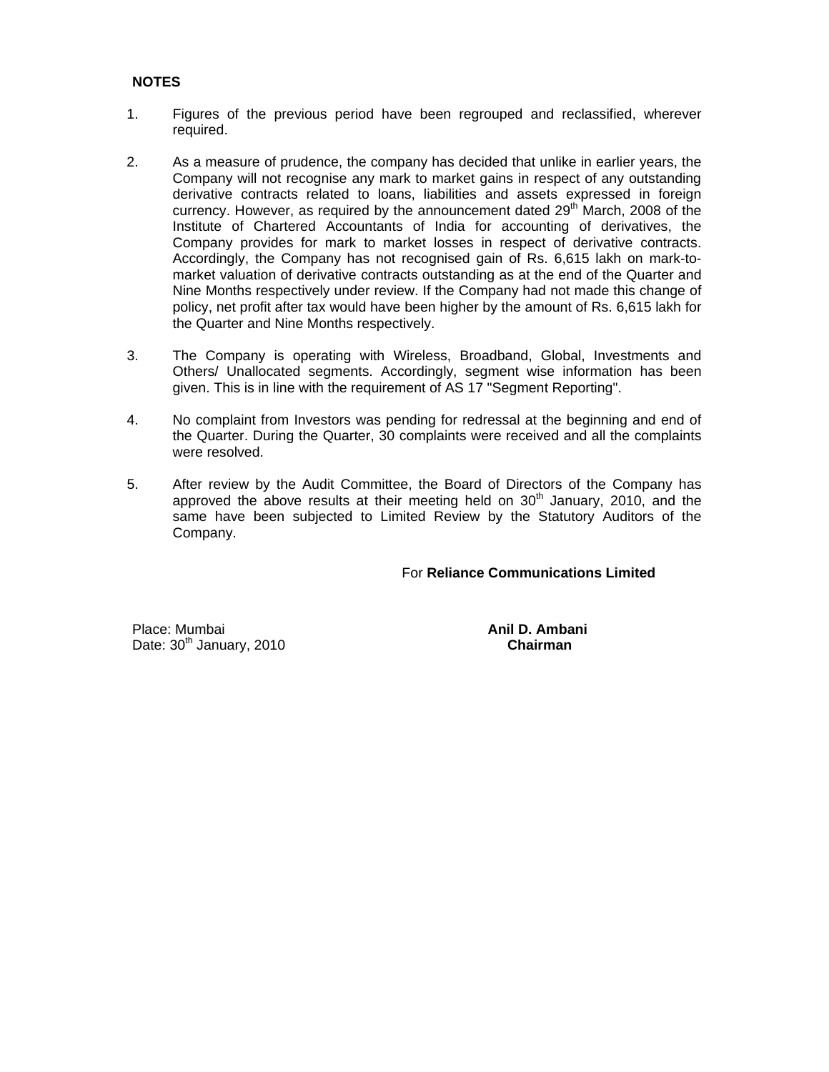**NOTES**

1. Figures of the previous period have been regrouped and reclassified, wherever required.

2. As a measure of prudence, the company has decided that unlike in earlier years, the Company will not recognise any mark to market gains in respect of any outstanding derivative contracts related to loans, liabilities and assets expressed in foreign currency. However, as required by the announcement dated 29th March, 2008 of the Institute of Chartered Accountants of India for accounting of derivatives, the Company provides for mark to market losses in respect of derivative contracts. Accordingly, the Company has not recognised gain of Rs. 6,615 lakh on mark-to-market valuation of derivative contracts outstanding as at the end of the Quarter and Nine Months respectively under review. If the Company had not made this change of policy, net profit after tax would have been higher by the amount of Rs. 6,615 lakh for the Quarter and Nine Months respectively.

3. The Company is operating with Wireless, Broadband, Global, Investments and Others/ Unallocated segments. Accordingly, segment wise information has been given. This is in line with the requirement of AS 17 "Segment Reporting".

4. No complaint from Investors was pending for redressal at the beginning and end of the Quarter. During the Quarter, 30 complaints were received and all the complaints were resolved.

5. After review by the Audit Committee, the Board of Directors of the Company has approved the above results at their meeting held on 30th January, 2010, and the same have been subjected to Limited Review by the Statutory Auditors of the Company.

For **Reliance Communications Limited**

Place: Mumbai
Date: 30th January, 2010

**Anil D. Ambani**
**Chairman**